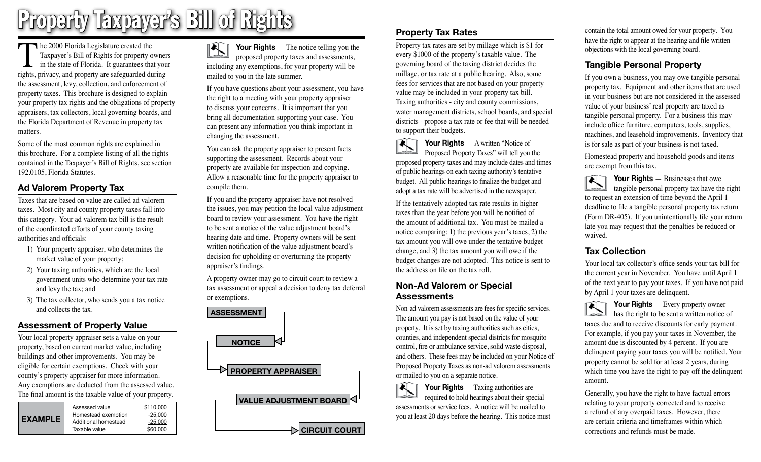# Property Taxpayer's Bill of Rights

The 2000 Florida Legislature created the Taxpayer's Bill of Rights for property owners in the state of Florida. It guarantees that your rights, privacy, and property are safeguarded during the assessment, levy, collection, and enforcement of property taxes. This brochure is designed to explain your property tax rights and the obligations of property appraisers, tax collectors, local governing boards, and the Florida Department of Revenue in property tax matters.

Some of the most common rights are explained in this brochure. For a complete listing of all the rights contained in the Taxpayer's Bill of Rights, see section 192.0105, Florida Statutes.

## Ad Valorem Property Tax

Taxes that are based on value are called ad valorem taxes. Most city and county property taxes fall into this category. Your ad valorem tax bill is the result of the coordinated efforts of your county taxing authorities and officials:

1) Your property appraiser, who determines the market value of your property;
2) Your taxing authorities, which are the local government units who determine your tax rate and levy the tax; and
3) The tax collector, who sends you a tax notice and collects the tax.

## Assessment of Property Value

Your local property appraiser sets a value on your property, based on current market value, including buildings and other improvements. You may be eligible for certain exemptions. Check with your county's property appraiser for more information. Any exemptions are deducted from the assessed value. The final amount is the taxable value of your property.

| EXAMPLE | | |
|---|---|---|
| | Assessed value | $110,000 |
| | Homestead exemption | -25,000 |
| | Additional homestead | -25,000 |
| | Taxable value | $60,000 |

**Your Rights** — The notice telling you the proposed property taxes and assessments, including any exemptions, for your property will be mailed to you in the late summer.

If you have questions about your assessment, you have the right to a meeting with your property appraiser to discuss your concerns. It is important that you bring all documentation supporting your case. You can present any information you think important in changing the assessment.

You can ask the property appraiser to present facts supporting the assessment. Records about your property are available for inspection and copying. Allow a reasonable time for the property appraiser to compile them.

If you and the property appraiser have not resolved the issues, you may petition the local value adjustment board to review your assessment. You have the right to be sent a notice of the value adjustment board's hearing date and time. Property owners will be sent written notification of the value adjustment board's decision for upholding or overturning the property appraiser's findings.

A property owner may go to circuit court to review a tax assessment or appeal a decision to deny tax deferral or exemptions.

ASSESSMENT → NOTICE → PROPERTY APPRAISER → VALUE ADJUSTMENT BOARD → CIRCUIT COURT

## Property Tax Rates

Property tax rates are set by millage which is $1 for every $1000 of the property's taxable value. The governing board of the taxing district decides the millage, or tax rate at a public hearing. Also, some fees for services that are not based on your property value may be included in your property tax bill. Taxing authorities - city and county commissions, water management districts, school boards, and special districts - propose a tax rate or fee that will be needed to support their budgets.

**Your Rights** — A written "Notice of Proposed Property Taxes" will tell you the proposed property taxes and may include dates and times of public hearings on each taxing authority's tentative budget. All public hearings to finalize the budget and adopt a tax rate will be advertised in the newspaper.

If the tentatively adopted tax rate results in higher taxes than the year before you will be notified of the amount of additional tax. You must be mailed a notice comparing: 1) the previous year's taxes, 2) the tax amount you will owe under the tentative budget change, and 3) the tax amount you will owe if the budget changes are not adopted. This notice is sent to the address on file on the tax roll.

## Non-Ad Valorem or Special Assessments

Non-ad valorem assessments are fees for specific services. The amount you pay is not based on the value of your property. It is set by taxing authorities such as cities, counties, and independent special districts for mosquito control, fire or ambulance service, solid waste disposal, and others. These fees may be included on your Notice of Proposed Property Taxes as non-ad valorem assessments or mailed to you on a separate notice.

**Your Rights** — Taxing authorities are required to hold hearings about their special assessments or service fees. A notice will be mailed to you at least 20 days before the hearing. This notice must contain the total amount owed for your property. You have the right to appear at the hearing and file written objections with the local governing board.

## Tangible Personal Property

If you own a business, you may owe tangible personal property tax. Equipment and other items that are used in your business but are not considered in the assessed value of your business' real property are taxed as tangible personal property. For a business this may include office furniture, computers, tools, supplies, machines, and leasehold improvements. Inventory that is for sale as part of your business is not taxed.

Homestead property and household goods and items are exempt from this tax.

**Your Rights** — Businesses that owe tangible personal property tax have the right to request an extension of time beyond the April 1 deadline to file a tangible personal property tax return (Form DR-405). If you unintentionally file your return late you may request that the penalties be reduced or waived.

## Tax Collection

Your local tax collector's office sends your tax bill for the current year in November. You have until April 1 of the next year to pay your taxes. If you have not paid by April 1 your taxes are delinquent.

**Your Rights** — Every property owner has the right to be sent a written notice of taxes due and to receive discounts for early payment. For example, if you pay your taxes in November, the amount due is discounted by 4 percent. If you are delinquent paying your taxes you will be notified. Your property cannot be sold for at least 2 years, during which time you have the right to pay off the delinquent amount.

Generally, you have the right to have factual errors relating to your property corrected and to receive a refund of any overpaid taxes. However, there are certain criteria and timeframes within which corrections and refunds must be made.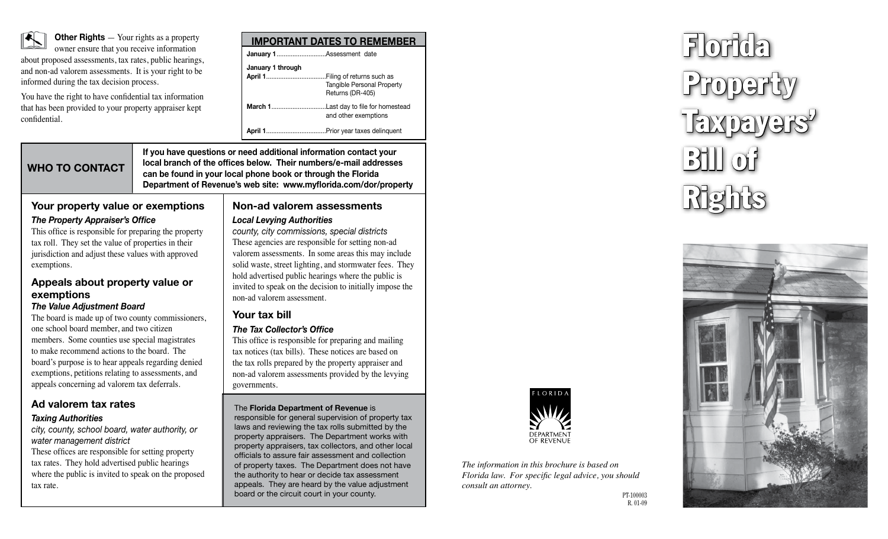**Other Rights** — Your rights as a property owner ensure that you receive information about proposed assessments, tax rates, public hearings, and non-ad valorem assessments. It is your right to be informed during the tax decision process.

You have the right to have confidential tax information that has been provided to your property appraiser kept confidential.

## IMPORTANT DATES TO REMEMBER

| | |
|---|---|
| **January 1** | Assessment date |
| **January 1 through April 1** | Filing of returns such as Tangible Personal Property Returns (DR-405) |
| **March 1** | Last day to file for homestead and other exemptions |
| **April 1** | Prior year taxes delinquent |

## WHO TO CONTACT

**If you have questions or need additional information contact your local branch of the offices below. Their numbers/e-mail addresses can be found in your local phone book or through the Florida Department of Revenue's web site: www.myflorida.com/dor/property**

### Your property value or exemptions

***The Property Appraiser's Office***

This office is responsible for preparing the property tax roll. They set the value of properties in their jurisdiction and adjust these values with approved exemptions.

### Appeals about property value or exemptions

***The Value Adjustment Board***

The board is made up of two county commissioners, one school board member, and two citizen members. Some counties use special magistrates to make recommend actions to the board. The board's purpose is to hear appeals regarding denied exemptions, petitions relating to assessments, and appeals concerning ad valorem tax deferrals.

### Ad valorem tax rates

***Taxing Authorities***

*city, county, school board, water authority, or water management district*

These offices are responsible for setting property tax rates. They hold advertised public hearings where the public is invited to speak on the proposed tax rate.

### Non-ad valorem assessments

***Local Levying Authorities***

*county, city commissions, special districts*

These agencies are responsible for setting non-ad valorem assessments. In some areas this may include solid waste, street lighting, and stormwater fees. They hold advertised public hearings where the public is invited to speak on the decision to initially impose the non-ad valorem assessment.

### Your tax bill

***The Tax Collector's Office***

This office is responsible for preparing and mailing tax notices (tax bills). These notices are based on the tax rolls prepared by the property appraiser and non-ad valorem assessments provided by the levying governments.

The **Florida Department of Revenue** is responsible for general supervision of property tax laws and reviewing the tax rolls submitted by the property appraisers. The Department works with property appraisers, tax collectors, and other local officials to assure fair assessment and collection of property taxes. The Department does not have the authority to hear or decide tax assessment appeals. They are heard by the value adjustment board or the circuit court in your county.

FLORIDA DEPARTMENT OF REVENUE

*The information in this brochure is based on Florida law. For specific legal advice, you should consult an attorney.*

PT-100003
R. 01-09

# Florida Property Taxpayers' Bill of Rights